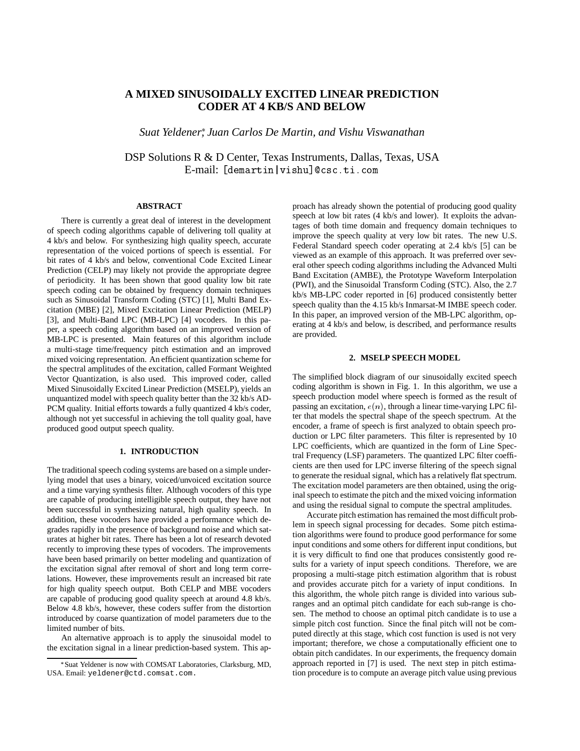# A MIXED SINUSOIDALLY EXCITED LINEAR PREDICTION CODER AT 4 KB/S AND BELOW

*Suat Yeldener*\*, *Juan Carlos De Martin, and Vishu Viswanathan*

DSP Solutions R & D Center, Texas Instruments, Dallas, Texas, USA
E-mail: `[demartin|vishu]@csc.ti.com`

### ABSTRACT

There is currently a great deal of interest in the development of speech coding algorithms capable of delivering toll quality at 4 kb/s and below. For synthesizing high quality speech, accurate representation of the voiced portions of speech is essential. For bit rates of 4 kb/s and below, conventional Code Excited Linear Prediction (CELP) may likely not provide the appropriate degree of periodicity. It has been shown that good quality low bit rate speech coding can be obtained by frequency domain techniques such as Sinusoidal Transform Coding (STC) [1], Multi Band Excitation (MBE) [2], Mixed Excitation Linear Prediction (MELP) [3], and Multi-Band LPC (MB-LPC) [4] vocoders. In this paper, a speech coding algorithm based on an improved version of MB-LPC is presented. Main features of this algorithm include a multi-stage time/frequency pitch estimation and an improved mixed voicing representation. An efficient quantization scheme for the spectral amplitudes of the excitation, called Formant Weighted Vector Quantization, is also used. This improved coder, called Mixed Sinusoidally Excited Linear Prediction (MSELP), yields an unquantized model with speech quality better than the 32 kb/s ADPCM quality. Initial efforts towards a fully quantized 4 kb/s coder, although not yet successful in achieving the toll quality goal, have produced good output speech quality.

## 1. INTRODUCTION

The traditional speech coding systems are based on a simple underlying model that uses a binary, voiced/unvoiced excitation source and a time varying synthesis filter. Although vocoders of this type are capable of producing intelligible speech output, they have not been successful in synthesizing natural, high quality speech. In addition, these vocoders have provided a performance which degrades rapidly in the presence of background noise and which saturates at higher bit rates. There has been a lot of research devoted recently to improving these types of vocoders. The improvements have been based primarily on better modeling and quantization of the excitation signal after removal of short and long term correlations. However, these improvements result an increased bit rate for high quality speech output. Both CELP and MBE vocoders are capable of producing good quality speech at around 4.8 kb/s. Below 4.8 kb/s, however, these coders suffer from the distortion introduced by coarse quantization of model parameters due to the limited number of bits.

An alternative approach is to apply the sinusoidal model to the excitation signal in a linear prediction-based system. This approach has already shown the potential of producing good quality speech at low bit rates (4 kb/s and lower). It exploits the advantages of both time domain and frequency domain techniques to improve the speech quality at very low bit rates. The new U.S. Federal Standard speech coder operating at 2.4 kb/s [5] can be viewed as an example of this approach. It was preferred over several other speech coding algorithms including the Advanced Multi Band Excitation (AMBE), the Prototype Waveform Interpolation (PWI), and the Sinusoidal Transform Coding (STC). Also, the 2.7 kb/s MB-LPC coder reported in [6] produced consistently better speech quality than the 4.15 kb/s Inmarsat-M IMBE speech coder. In this paper, an improved version of the MB-LPC algorithm, operating at 4 kb/s and below, is described, and performance results are provided.

## 2. MSELP SPEECH MODEL

The simplified block diagram of our sinusoidally excited speech coding algorithm is shown in Fig. 1. In this algorithm, we use a speech production model where speech is formed as the result of passing an excitation, $e(n)$, through a linear time-varying LPC filter that models the spectral shape of the speech spectrum. At the encoder, a frame of speech is first analyzed to obtain speech production or LPC filter parameters. This filter is represented by 10 LPC coefficients, which are quantized in the form of Line Spectral Frequency (LSF) parameters. The quantized LPC filter coefficients are then used for LPC inverse filtering of the speech signal to generate the residual signal, which has a relatively flat spectrum. The excitation model parameters are then obtained, using the original speech to estimate the pitch and the mixed voicing information and using the residual signal to compute the spectral amplitudes.

Accurate pitch estimation has remained the most difficult problem in speech signal processing for decades. Some pitch estimation algorithms were found to produce good performance for some input conditions and some others for different input conditions, but it is very difficult to find one that produces consistently good results for a variety of input speech conditions. Therefore, we are proposing a multi-stage pitch estimation algorithm that is robust and provides accurate pitch for a variety of input conditions. In this algorithm, the whole pitch range is divided into various subranges and an optimal pitch candidate for each sub-range is chosen. The method to choose an optimal pitch candidate is to use a simple pitch cost function. Since the final pitch will not be computed directly at this stage, which cost function is used is not very important; therefore, we chose a computationally efficient one to obtain pitch candidates. In our experiments, the frequency domain approach reported in [7] is used. The next step in pitch estimation procedure is to compute an average pitch value using previous

\*Suat Yeldener is now with COMSAT Laboratories, Clarksburg, MD, USA. Email: `yeldener@ctd.comsat.com.`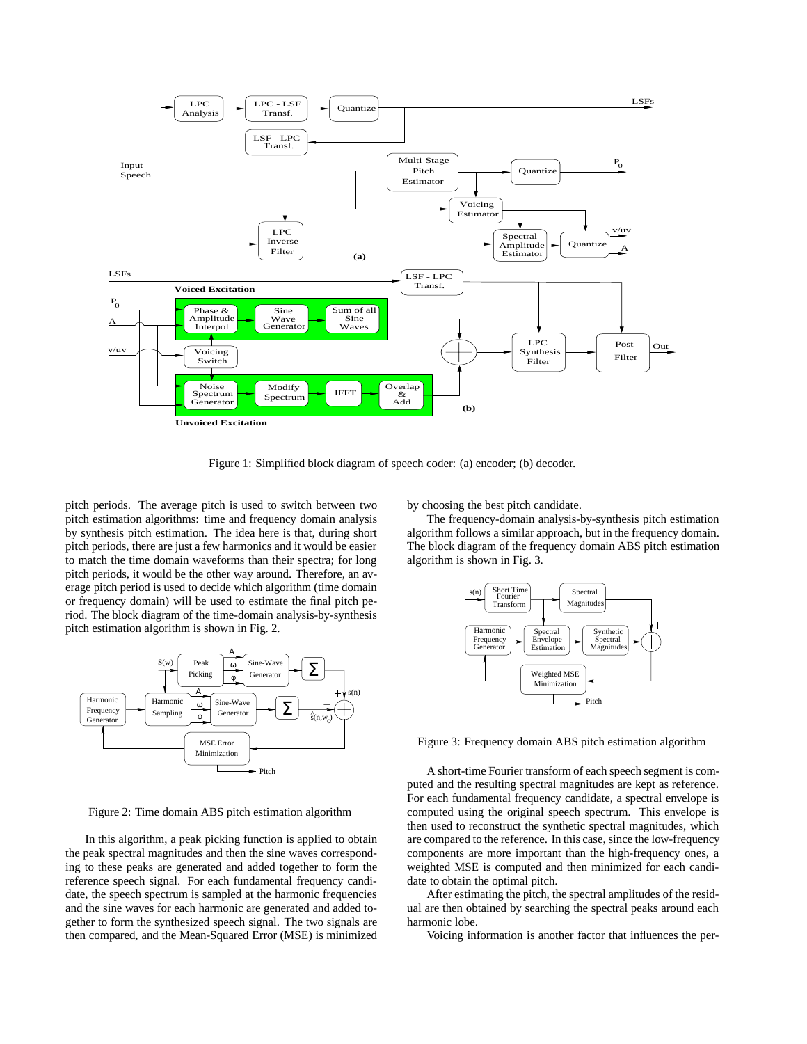Figure 1: Simplified block diagram of speech coder: (a) encoder; (b) decoder.

pitch periods. The average pitch is used to switch between two pitch estimation algorithms: time and frequency domain analysis by synthesis pitch estimation. The idea here is that, during short pitch periods, there are just a few harmonics and it would be easier to match the time domain waveforms than their spectra; for long pitch periods, it would be the other way around. Therefore, an average pitch period is used to decide which algorithm (time domain or frequency domain) will be used to estimate the final pitch period. The block diagram of the time-domain analysis-by-synthesis pitch estimation algorithm is shown in Fig. 2.

Figure 2: Time domain ABS pitch estimation algorithm

In this algorithm, a peak picking function is applied to obtain the peak spectral magnitudes and then the sine waves corresponding to these peaks are generated and added together to form the reference speech signal. For each fundamental frequency candidate, the speech spectrum is sampled at the harmonic frequencies and the sine waves for each harmonic are generated and added together to form the synthesized speech signal. The two signals are then compared, and the Mean-Squared Error (MSE) is minimized by choosing the best pitch candidate.

The frequency-domain analysis-by-synthesis pitch estimation algorithm follows a similar approach, but in the frequency domain. The block diagram of the frequency domain ABS pitch estimation algorithm is shown in Fig. 3.

Figure 3: Frequency domain ABS pitch estimation algorithm

A short-time Fourier transform of each speech segment is computed and the resulting spectral magnitudes are kept as reference. For each fundamental frequency candidate, a spectral envelope is computed using the original speech spectrum. This envelope is then used to reconstruct the synthetic spectral magnitudes, which are compared to the reference. In this case, since the low-frequency components are more important than the high-frequency ones, a weighted MSE is computed and then minimized for each candidate to obtain the optimal pitch.

After estimating the pitch, the spectral amplitudes of the residual are then obtained by searching the spectral peaks around each harmonic lobe.

Voicing information is another factor that influences the per-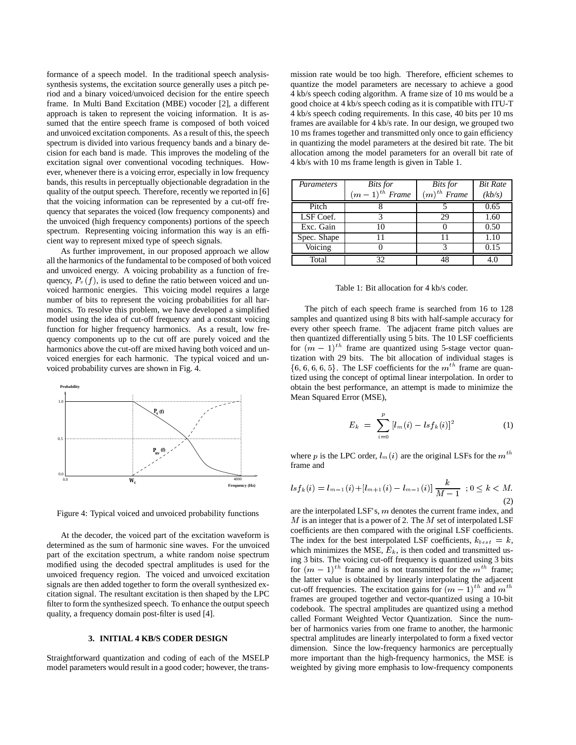formance of a speech model. In the traditional speech analysis-synthesis systems, the excitation source generally uses a pitch period and a binary voiced/unvoiced decision for the entire speech frame. In Multi Band Excitation (MBE) vocoder [2], a different approach is taken to represent the voicing information. It is assumed that the entire speech frame is composed of both voiced and unvoiced excitation components. As a result of this, the speech spectrum is divided into various frequency bands and a binary decision for each band is made. This improves the modeling of the excitation signal over conventional vocoding techniques. However, whenever there is a voicing error, especially in low frequency bands, this results in perceptually objectionable degradation in the quality of the output speech. Therefore, recently we reported in [6] that the voicing information can be represented by a cut-off frequency that separates the voiced (low frequency components) and the unvoiced (high frequency components) portions of the speech spectrum. Representing voicing information this way is an efficient way to represent mixed type of speech signals.

As further improvement, in our proposed approach we allow all the harmonics of the fundamental to be composed of both voiced and unvoiced energy. A voicing probability as a function of frequency, $P_v(f)$, is used to define the ratio between voiced and unvoiced harmonic energies. This voicing model requires a large number of bits to represent the voicing probabilities for all harmonics. To resolve this problem, we have developed a simplified model using the idea of cut-off frequency and a constant voicing function for higher frequency harmonics. As a result, low frequency components up to the cut off are purely voiced and the harmonics above the cut-off are mixed having both voiced and unvoiced energies for each harmonic. The typical voiced and unvoiced probability curves are shown in Fig. 4.

Figure 4: Typical voiced and unvoiced probability functions

At the decoder, the voiced part of the excitation waveform is determined as the sum of harmonic sine waves. For the unvoiced part of the excitation spectrum, a white random noise spectrum modified using the decoded spectral amplitudes is used for the unvoiced frequency region. The voiced and unvoiced excitation signals are then added together to form the overall synthesized excitation signal. The resultant excitation is then shaped by the LPC filter to form the synthesized speech. To enhance the output speech quality, a frequency domain post-filter is used [4].

### 3. INITIAL 4 KB/S CODER DESIGN

Straightforward quantization and coding of each of the MSELP model parameters would result in a good coder; however, the transmission rate would be too high. Therefore, efficient schemes to quantize the model parameters are necessary to achieve a good 4 kb/s speech coding algorithm. A frame size of 10 ms would be a good choice at 4 kb/s speech coding as it is compatible with ITU-T 4 kb/s speech coding requirements. In this case, 40 bits per 10 ms frames are available for 4 kb/s rate. In our design, we grouped two 10 ms frames together and transmitted only once to gain efficiency in quantizing the model parameters at the desired bit rate. The bit allocation among the model parameters for an overall bit rate of 4 kb/s with 10 ms frame length is given in Table 1.

| *Parameters* | *Bits for* $(m-1)^{th}$ *Frame* | *Bits for* $(m)^{th}$ *Frame* | *Bit Rate (kb/s)* |
|---|---|---|---|
| Pitch | 8 | 5 | 0.65 |
| LSF Coef. | 3 | 29 | 1.60 |
| Exc. Gain | 10 | 0 | 0.50 |
| Spec. Shape | 11 | 11 | 1.10 |
| Voicing | 0 | 3 | 0.15 |
| Total | 32 | 48 | 4.0 |

Table 1: Bit allocation for 4 kb/s coder.

The pitch of each speech frame is searched from 16 to 128 samples and quantized using 8 bits with half-sample accuracy for every other speech frame. The adjacent frame pitch values are then quantized differentially using 5 bits. The 10 LSF coefficients for $(m-1)^{th}$ frame are quantized using 5-stage vector quantization with 29 bits. The bit allocation of individual stages is $\{6, 6, 6, 6, 5\}$. The LSF coefficients for the $m^{th}$ frame are quantized using the concept of optimal linear interpolation. In order to obtain the best performance, an attempt is made to minimize the Mean Squared Error (MSE),

$$E_k = \sum_{i=0}^{p} [l_m(i) - lsf_k(i)]^2 \tag{1}$$

where $p$ is the LPC order, $l_m(i)$ are the original LSFs for the $m^{th}$ frame and

$$lsf_k(i) = l_{m-1}(i) + [l_{m+1}(i) - l_{m-1}(i)]\,\frac{k}{M-1} \;\; ; 0 \le k < M. \tag{2}$$

are the interpolated LSF's, $m$ denotes the current frame index, and $M$ is an integer that is a power of 2. The $M$ set of interpolated LSF coefficients are then compared with the original LSF coefficients. The index for the best interpolated LSF coefficients, $k_{best} = k$, which minimizes the MSE, $E_k$, is then coded and transmitted using 3 bits. The voicing cut-off frequency is quantized using 3 bits for $(m-1)^{th}$ frame and is not transmitted for the $m^{th}$ frame; the latter value is obtained by linearly interpolating the adjacent cut-off frequencies. The excitation gains for $(m-1)^{th}$ and $m^{th}$ frames are grouped together and vector-quantized using a 10-bit codebook. The spectral amplitudes are quantized using a method called Formant Weighted Vector Quantization. Since the number of harmonics varies from one frame to another, the harmonic spectral amplitudes are linearly interpolated to form a fixed vector dimension. Since the low-frequency harmonics are perceptually more important than the high-frequency harmonics, the MSE is weighted by giving more emphasis to low-frequency components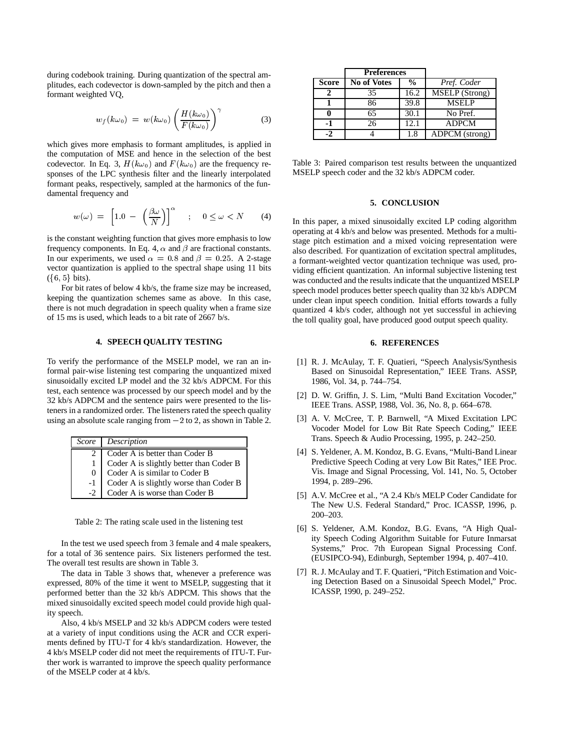during codebook training. During quantization of the spectral amplitudes, each codevector is down-sampled by the pitch and then a formant weighted VQ,

$$w_f(k\omega_0) \;=\; w(k\omega_0)\left(\frac{H(k\omega_0)}{F(k\omega_0)}\right)^{\gamma} \tag{3}$$

which gives more emphasis to formant amplitudes, is applied in the computation of MSE and hence in the selection of the best codevector. In Eq. 3, $H(k\omega_0)$ and $F(k\omega_0)$ are the frequency responses of the LPC synthesis filter and the linearly interpolated formant peaks, respectively, sampled at the harmonics of the fundamental frequency and

$$w(\omega) \;=\; \left[1.0 \;-\; \left(\frac{\beta\omega}{N}\right)\right]^{\alpha} \quad ; \quad 0 \le \omega < N \tag{4}$$

is the constant weighting function that gives more emphasis to low frequency components. In Eq. 4, $\alpha$ and $\beta$ are fractional constants. In our experiments, we used $\alpha = 0.8$ and $\beta = 0.25$. A 2-stage vector quantization is applied to the spectral shape using 11 bits ($\{6, 5\}$ bits).

For bit rates of below 4 kb/s, the frame size may be increased, keeping the quantization schemes same as above. In this case, there is not much degradation in speech quality when a frame size of 15 ms is used, which leads to a bit rate of 2667 b/s.

## 4. SPEECH QUALITY TESTING

To verify the performance of the MSELP model, we ran an informal pair-wise listening test comparing the unquantized mixed sinusoidally excited LP model and the 32 kb/s ADPCM. For this test, each sentence was processed by our speech model and by the 32 kb/s ADPCM and the sentence pairs were presented to the listeners in a randomized order. The listeners rated the speech quality using an absolute scale ranging from $-2$ to 2, as shown in Table 2.

| *Score* | *Description* |
|---|---|
| 2 | Coder A is better than Coder B |
| 1 | Coder A is slightly better than Coder B |
| 0 | Coder A is similar to Coder B |
| -1 | Coder A is slightly worse than Coder B |
| -2 | Coder A is worse than Coder B |

Table 2: The rating scale used in the listening test

In the test we used speech from 3 female and 4 male speakers, for a total of 36 sentence pairs. Six listeners performed the test. The overall test results are shown in Table 3.

The data in Table 3 shows that, whenever a preference was expressed, 80% of the time it went to MSELP, suggesting that it performed better than the 32 kb/s ADPCM. This shows that the mixed sinusoidally excited speech model could provide high quality speech.

Also, 4 kb/s MSELP and 32 kb/s ADPCM coders were tested at a variety of input conditions using the ACR and CCR experiments defined by ITU-T for 4 kb/s standardization. However, the 4 kb/s MSELP coder did not meet the requirements of ITU-T. Further work is warranted to improve the speech quality performance of the MSELP coder at 4 kb/s.

| | **Preferences** | | |
|---|---|---|---|
| **Score** | **No of Votes** | **%** | *Pref. Coder* |
| **2** | 35 | 16.2 | MSELP (Strong) |
| **1** | 86 | 39.8 | MSELP |
| **0** | 65 | 30.1 | No Pref. |
| **-1** | 26 | 12.1 | ADPCM |
| **-2** | 4 | 1.8 | ADPCM (strong) |

Table 3: Paired comparison test results between the unquantized MSELP speech coder and the 32 kb/s ADPCM coder.

## 5. CONCLUSION

In this paper, a mixed sinusoidally excited LP coding algorithm operating at 4 kb/s and below was presented. Methods for a multi-stage pitch estimation and a mixed voicing representation were also described. For quantization of excitation spectral amplitudes, a formant-weighted vector quantization technique was used, providing efficient quantization. An informal subjective listening test was conducted and the results indicate that the unquantized MSELP speech model produces better speech quality than 32 kb/s ADPCM under clean input speech condition. Initial efforts towards a fully quantized 4 kb/s coder, although not yet successful in achieving the toll quality goal, have produced good output speech quality.

## 6. REFERENCES

[1] R. J. McAulay, T. F. Quatieri, "Speech Analysis/Synthesis Based on Sinusoidal Representation," IEEE Trans. ASSP, 1986, Vol. 34, p. 744–754.

[2] D. W. Griffin, J. S. Lim, "Multi Band Excitation Vocoder," IEEE Trans. ASSP, 1988, Vol. 36, No. 8, p. 664–678.

[3] A. V. McCree, T. P. Barnwell, "A Mixed Excitation LPC Vocoder Model for Low Bit Rate Speech Coding," IEEE Trans. Speech & Audio Processing, 1995, p. 242–250.

[4] S. Yeldener, A. M. Kondoz, B. G. Evans, "Multi-Band Linear Predictive Speech Coding at very Low Bit Rates," IEE Proc. Vis. Image and Signal Processing, Vol. 141, No. 5, October 1994, p. 289–296.

[5] A.V. McCree et al., "A 2.4 Kb/s MELP Coder Candidate for The New U.S. Federal Standard," Proc. ICASSP, 1996, p. 200–203.

[6] S. Yeldener, A.M. Kondoz, B.G. Evans, "A High Quality Speech Coding Algorithm Suitable for Future Inmarsat Systems," Proc. 7th European Signal Processing Conf. (EUSIPCO-94), Edinburgh, September 1994, p. 407–410.

[7] R. J. McAulay and T. F. Quatieri, "Pitch Estimation and Voicing Detection Based on a Sinusoidal Speech Model," Proc. ICASSP, 1990, p. 249–252.